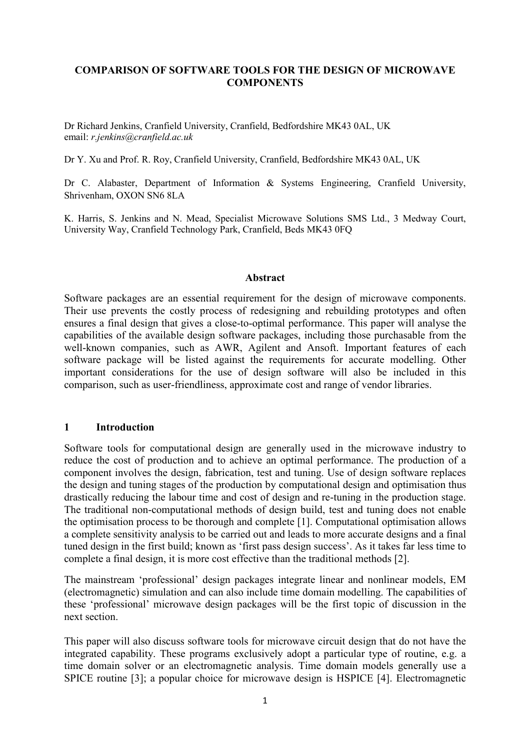# COMPARISON OF SOFTWARE TOOLS FOR THE DESIGN OF MICROWAVE COMPONENTS

Dr Richard Jenkins, Cranfield University, Cranfield, Bedfordshire MK43 0AL, UK
email: *r.jenkins@cranfield.ac.uk*

Dr Y. Xu and Prof. R. Roy, Cranfield University, Cranfield, Bedfordshire MK43 0AL, UK

Dr C. Alabaster, Department of Information & Systems Engineering, Cranfield University, Shrivenham, OXON SN6 8LA

K. Harris, S. Jenkins and N. Mead, Specialist Microwave Solutions SMS Ltd., 3 Medway Court, University Way, Cranfield Technology Park, Cranfield, Beds MK43 0FQ

## Abstract

Software packages are an essential requirement for the design of microwave components. Their use prevents the costly process of redesigning and rebuilding prototypes and often ensures a final design that gives a close-to-optimal performance. This paper will analyse the capabilities of the available design software packages, including those purchasable from the well-known companies, such as AWR, Agilent and Ansoft. Important features of each software package will be listed against the requirements for accurate modelling. Other important considerations for the use of design software will also be included in this comparison, such as user-friendliness, approximate cost and range of vendor libraries.

## 1 Introduction

Software tools for computational design are generally used in the microwave industry to reduce the cost of production and to achieve an optimal performance. The production of a component involves the design, fabrication, test and tuning. Use of design software replaces the design and tuning stages of the production by computational design and optimisation thus drastically reducing the labour time and cost of design and re-tuning in the production stage. The traditional non-computational methods of design build, test and tuning does not enable the optimisation process to be thorough and complete [1]. Computational optimisation allows a complete sensitivity analysis to be carried out and leads to more accurate designs and a final tuned design in the first build; known as 'first pass design success'. As it takes far less time to complete a final design, it is more cost effective than the traditional methods [2].

The mainstream 'professional' design packages integrate linear and nonlinear models, EM (electromagnetic) simulation and can also include time domain modelling. The capabilities of these 'professional' microwave design packages will be the first topic of discussion in the next section.

This paper will also discuss software tools for microwave circuit design that do not have the integrated capability. These programs exclusively adopt a particular type of routine, e.g. a time domain solver or an electromagnetic analysis. Time domain models generally use a SPICE routine [3]; a popular choice for microwave design is HSPICE [4]. Electromagnetic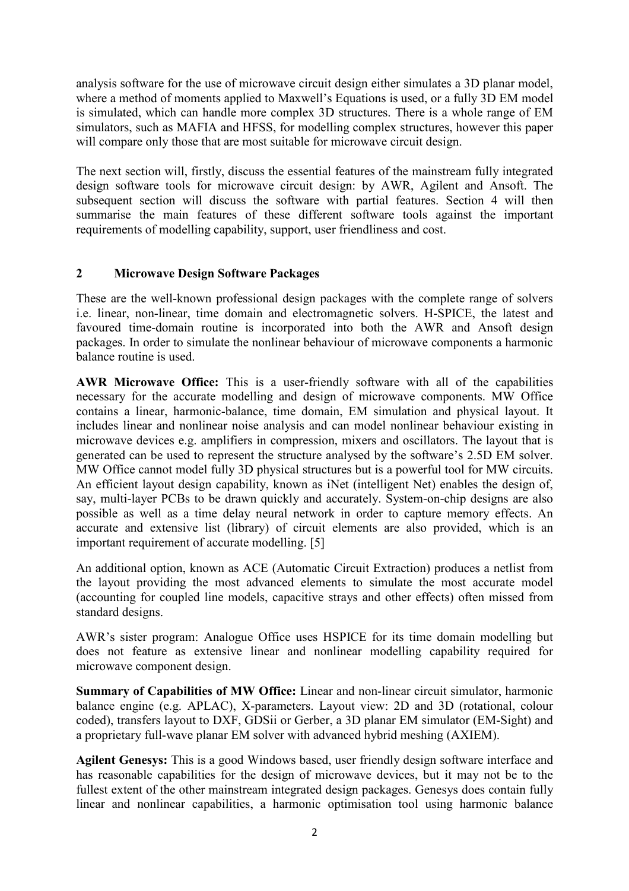analysis software for the use of microwave circuit design either simulates a 3D planar model, where a method of moments applied to Maxwell's Equations is used, or a fully 3D EM model is simulated, which can handle more complex 3D structures. There is a whole range of EM simulators, such as MAFIA and HFSS, for modelling complex structures, however this paper will compare only those that are most suitable for microwave circuit design.

The next section will, firstly, discuss the essential features of the mainstream fully integrated design software tools for microwave circuit design: by AWR, Agilent and Ansoft. The subsequent section will discuss the software with partial features. Section 4 will then summarise the main features of these different software tools against the important requirements of modelling capability, support, user friendliness and cost.

## 2 Microwave Design Software Packages

These are the well-known professional design packages with the complete range of solvers i.e. linear, non-linear, time domain and electromagnetic solvers. H-SPICE, the latest and favoured time-domain routine is incorporated into both the AWR and Ansoft design packages. In order to simulate the nonlinear behaviour of microwave components a harmonic balance routine is used.

**AWR Microwave Office:** This is a user-friendly software with all of the capabilities necessary for the accurate modelling and design of microwave components. MW Office contains a linear, harmonic-balance, time domain, EM simulation and physical layout. It includes linear and nonlinear noise analysis and can model nonlinear behaviour existing in microwave devices e.g. amplifiers in compression, mixers and oscillators. The layout that is generated can be used to represent the structure analysed by the software's 2.5D EM solver. MW Office cannot model fully 3D physical structures but is a powerful tool for MW circuits. An efficient layout design capability, known as iNet (intelligent Net) enables the design of, say, multi-layer PCBs to be drawn quickly and accurately. System-on-chip designs are also possible as well as a time delay neural network in order to capture memory effects. An accurate and extensive list (library) of circuit elements are also provided, which is an important requirement of accurate modelling. [5]

An additional option, known as ACE (Automatic Circuit Extraction) produces a netlist from the layout providing the most advanced elements to simulate the most accurate model (accounting for coupled line models, capacitive strays and other effects) often missed from standard designs.

AWR's sister program: Analogue Office uses HSPICE for its time domain modelling but does not feature as extensive linear and nonlinear modelling capability required for microwave component design.

**Summary of Capabilities of MW Office:** Linear and non-linear circuit simulator, harmonic balance engine (e.g. APLAC), X-parameters. Layout view: 2D and 3D (rotational, colour coded), transfers layout to DXF, GDSii or Gerber, a 3D planar EM simulator (EM-Sight) and a proprietary full-wave planar EM solver with advanced hybrid meshing (AXIEM).

**Agilent Genesys:** This is a good Windows based, user friendly design software interface and has reasonable capabilities for the design of microwave devices, but it may not be to the fullest extent of the other mainstream integrated design packages. Genesys does contain fully linear and nonlinear capabilities, a harmonic optimisation tool using harmonic balance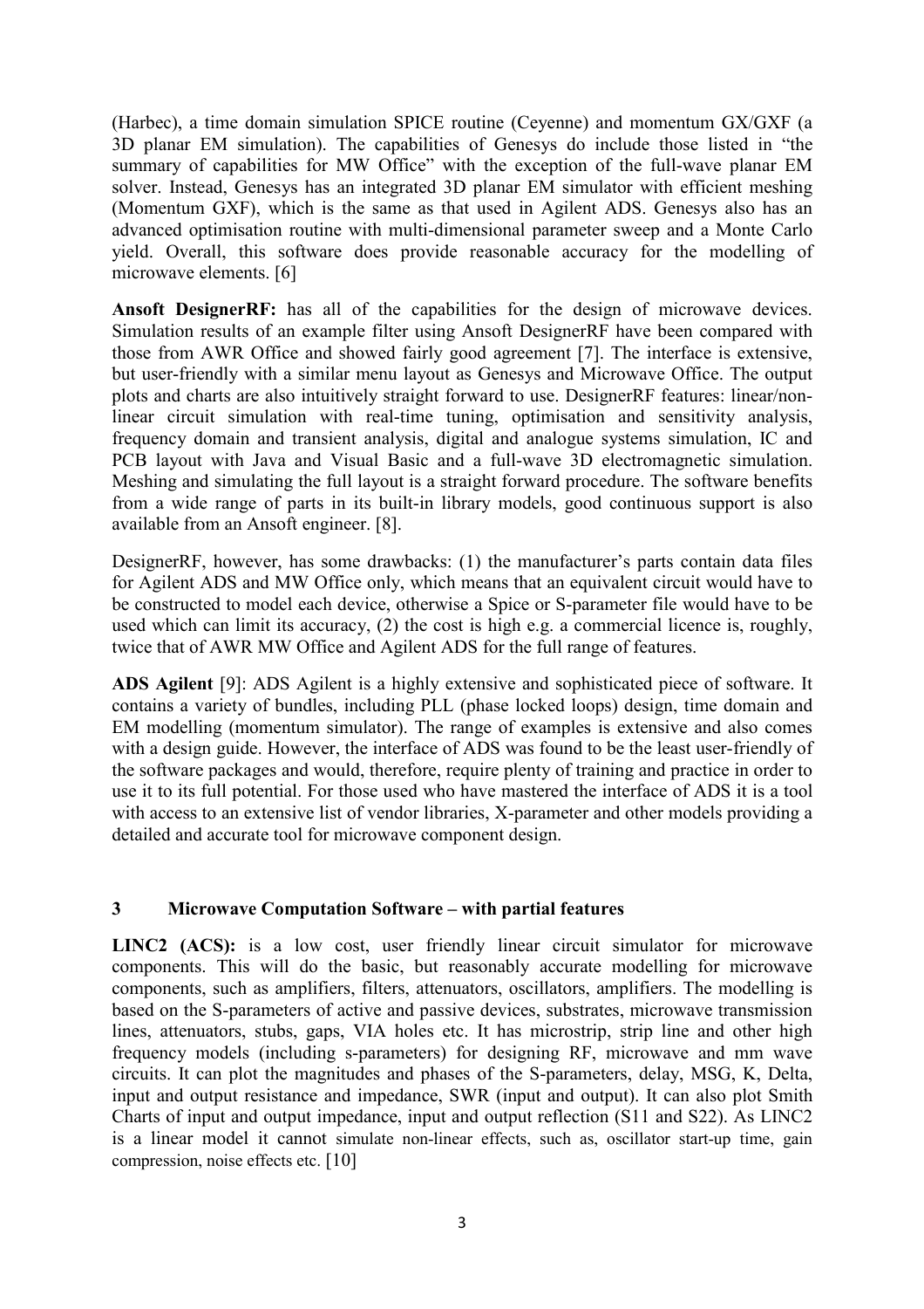(Harbec), a time domain simulation SPICE routine (Ceyenne) and momentum GX/GXF (a 3D planar EM simulation). The capabilities of Genesys do include those listed in "the summary of capabilities for MW Office" with the exception of the full-wave planar EM solver. Instead, Genesys has an integrated 3D planar EM simulator with efficient meshing (Momentum GXF), which is the same as that used in Agilent ADS. Genesys also has an advanced optimisation routine with multi-dimensional parameter sweep and a Monte Carlo yield. Overall, this software does provide reasonable accuracy for the modelling of microwave elements. [6]

**Ansoft DesignerRF:** has all of the capabilities for the design of microwave devices. Simulation results of an example filter using Ansoft DesignerRF have been compared with those from AWR Office and showed fairly good agreement [7]. The interface is extensive, but user-friendly with a similar menu layout as Genesys and Microwave Office. The output plots and charts are also intuitively straight forward to use. DesignerRF features: linear/non-linear circuit simulation with real-time tuning, optimisation and sensitivity analysis, frequency domain and transient analysis, digital and analogue systems simulation, IC and PCB layout with Java and Visual Basic and a full-wave 3D electromagnetic simulation. Meshing and simulating the full layout is a straight forward procedure. The software benefits from a wide range of parts in its built-in library models, good continuous support is also available from an Ansoft engineer. [8].

DesignerRF, however, has some drawbacks: (1) the manufacturer's parts contain data files for Agilent ADS and MW Office only, which means that an equivalent circuit would have to be constructed to model each device, otherwise a Spice or S-parameter file would have to be used which can limit its accuracy, (2) the cost is high e.g. a commercial licence is, roughly, twice that of AWR MW Office and Agilent ADS for the full range of features.

**ADS Agilent** [9]: ADS Agilent is a highly extensive and sophisticated piece of software. It contains a variety of bundles, including PLL (phase locked loops) design, time domain and EM modelling (momentum simulator). The range of examples is extensive and also comes with a design guide. However, the interface of ADS was found to be the least user-friendly of the software packages and would, therefore, require plenty of training and practice in order to use it to its full potential. For those used who have mastered the interface of ADS it is a tool with access to an extensive list of vendor libraries, X-parameter and other models providing a detailed and accurate tool for microwave component design.

## 3 Microwave Computation Software – with partial features

**LINC2 (ACS):** is a low cost, user friendly linear circuit simulator for microwave components. This will do the basic, but reasonably accurate modelling for microwave components, such as amplifiers, filters, attenuators, oscillators, amplifiers. The modelling is based on the S-parameters of active and passive devices, substrates, microwave transmission lines, attenuators, stubs, gaps, VIA holes etc. It has microstrip, strip line and other high frequency models (including s-parameters) for designing RF, microwave and mm wave circuits. It can plot the magnitudes and phases of the S-parameters, delay, MSG, K, Delta, input and output resistance and impedance, SWR (input and output). It can also plot Smith Charts of input and output impedance, input and output reflection (S11 and S22). As LINC2 is a linear model it cannot simulate non-linear effects, such as, oscillator start-up time, gain compression, noise effects etc. [10]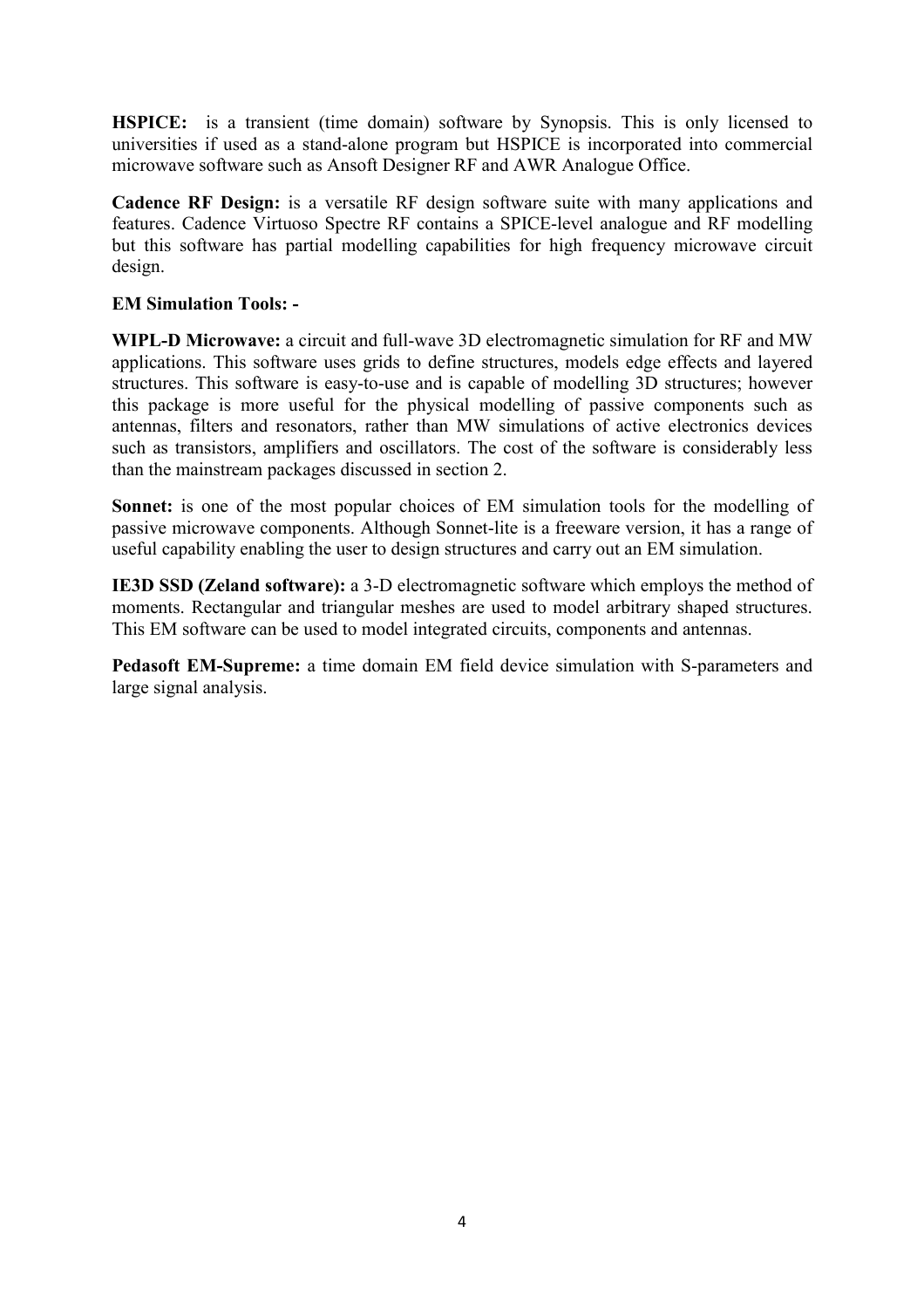**HSPICE:** is a transient (time domain) software by Synopsis. This is only licensed to universities if used as a stand-alone program but HSPICE is incorporated into commercial microwave software such as Ansoft Designer RF and AWR Analogue Office.

**Cadence RF Design:** is a versatile RF design software suite with many applications and features. Cadence Virtuoso Spectre RF contains a SPICE-level analogue and RF modelling but this software has partial modelling capabilities for high frequency microwave circuit design.

**EM Simulation Tools: -**

**WIPL-D Microwave:** a circuit and full-wave 3D electromagnetic simulation for RF and MW applications. This software uses grids to define structures, models edge effects and layered structures. This software is easy-to-use and is capable of modelling 3D structures; however this package is more useful for the physical modelling of passive components such as antennas, filters and resonators, rather than MW simulations of active electronics devices such as transistors, amplifiers and oscillators. The cost of the software is considerably less than the mainstream packages discussed in section 2.

**Sonnet:** is one of the most popular choices of EM simulation tools for the modelling of passive microwave components. Although Sonnet-lite is a freeware version, it has a range of useful capability enabling the user to design structures and carry out an EM simulation.

**IE3D SSD (Zeland software):** a 3-D electromagnetic software which employs the method of moments. Rectangular and triangular meshes are used to model arbitrary shaped structures. This EM software can be used to model integrated circuits, components and antennas.

**Pedasoft EM-Supreme:** a time domain EM field device simulation with S-parameters and large signal analysis.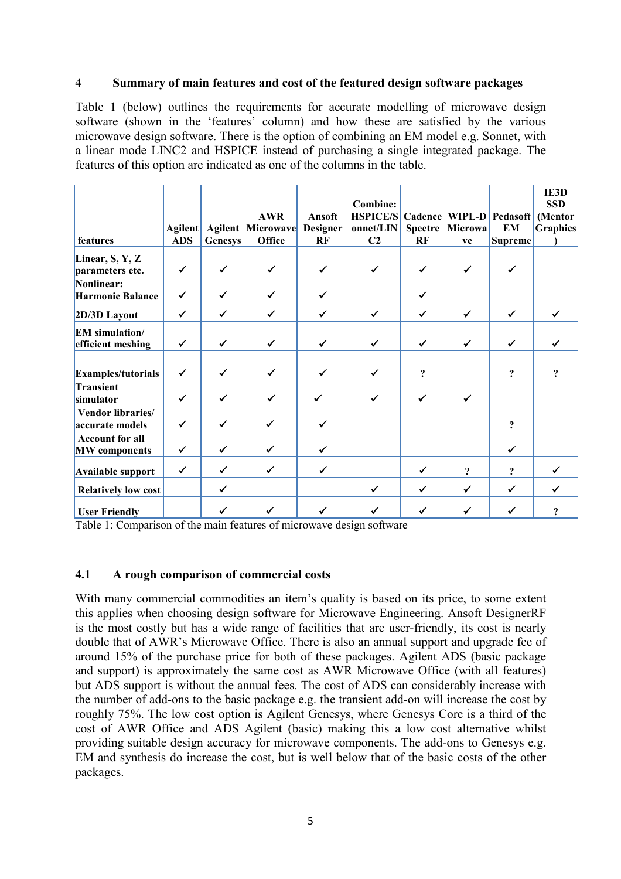## 4 Summary of main features and cost of the featured design software packages

Table 1 (below) outlines the requirements for accurate modelling of microwave design software (shown in the 'features' column) and how these are satisfied by the various microwave design software. There is the option of combining an EM model e.g. Sonnet, with a linear mode LINC2 and HSPICE instead of purchasing a single integrated package. The features of this option are indicated as one of the columns in the table.

| features | Agilent ADS | Agilent Genesys | AWR Microwave Office | Ansoft Designer RF | Combine: HSPICE/Sonnet/LINC2 | Cadence Spectre RF | WIPL-D Microwave | Pedasoft EM Supreme | IE3D SSD (Mentor Graphics) |
|---|---|---|---|---|---|---|---|---|---|
| Linear, S, Y, Z parameters etc. | ✓ | ✓ | ✓ | ✓ | ✓ | ✓ | ✓ | ✓ | |
| Nonlinear: Harmonic Balance | ✓ | ✓ | ✓ | ✓ | | ✓ | | | |
| 2D/3D Layout | ✓ | ✓ | ✓ | ✓ | ✓ | ✓ | ✓ | ✓ | ✓ |
| EM simulation/ efficient meshing | ✓ | ✓ | ✓ | ✓ | ✓ | ✓ | ✓ | ✓ | ✓ |
| Examples/tutorials | ✓ | ✓ | ✓ | ✓ | ✓ | ? | | ? | ? |
| Transient simulator | ✓ | ✓ | ✓ | ✓ | ✓ | ✓ | ✓ | | |
| Vendor libraries/ accurate models | ✓ | ✓ | ✓ | ✓ | | | | ? | |
| Account for all MW components | ✓ | ✓ | ✓ | ✓ | | | | ✓ | |
| Available support | ✓ | ✓ | ✓ | ✓ | | ✓ | ? | ? | ✓ |
| Relatively low cost | | ✓ | | | ✓ | ✓ | ✓ | ✓ | ✓ |
| User Friendly | | ✓ | ✓ | ✓ | ✓ | ✓ | ✓ | ✓ | ? |

Table 1: Comparison of the main features of microwave design software

### 4.1 A rough comparison of commercial costs

With many commercial commodities an item's quality is based on its price, to some extent this applies when choosing design software for Microwave Engineering. Ansoft DesignerRF is the most costly but has a wide range of facilities that are user-friendly, its cost is nearly double that of AWR's Microwave Office. There is also an annual support and upgrade fee of around 15% of the purchase price for both of these packages. Agilent ADS (basic package and support) is approximately the same cost as AWR Microwave Office (with all features) but ADS support is without the annual fees. The cost of ADS can considerably increase with the number of add-ons to the basic package e.g. the transient add-on will increase the cost by roughly 75%. The low cost option is Agilent Genesys, where Genesys Core is a third of the cost of AWR Office and ADS Agilent (basic) making this a low cost alternative whilst providing suitable design accuracy for microwave components. The add-ons to Genesys e.g. EM and synthesis do increase the cost, but is well below that of the basic costs of the other packages.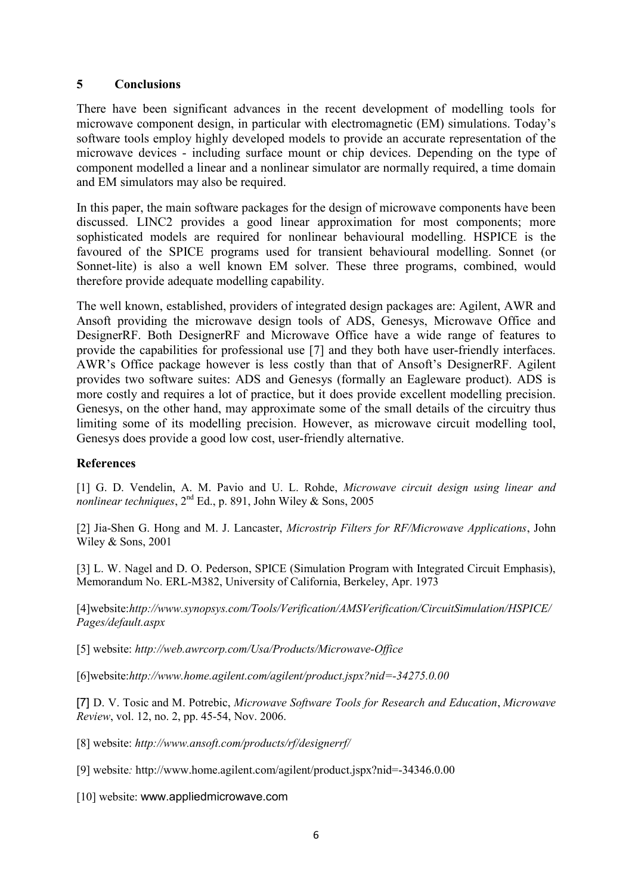## 5 Conclusions

There have been significant advances in the recent development of modelling tools for microwave component design, in particular with electromagnetic (EM) simulations. Today's software tools employ highly developed models to provide an accurate representation of the microwave devices - including surface mount or chip devices. Depending on the type of component modelled a linear and a nonlinear simulator are normally required, a time domain and EM simulators may also be required.

In this paper, the main software packages for the design of microwave components have been discussed. LINC2 provides a good linear approximation for most components; more sophisticated models are required for nonlinear behavioural modelling. HSPICE is the favoured of the SPICE programs used for transient behavioural modelling. Sonnet (or Sonnet-lite) is also a well known EM solver. These three programs, combined, would therefore provide adequate modelling capability.

The well known, established, providers of integrated design packages are: Agilent, AWR and Ansoft providing the microwave design tools of ADS, Genesys, Microwave Office and DesignerRF. Both DesignerRF and Microwave Office have a wide range of features to provide the capabilities for professional use [7] and they both have user-friendly interfaces. AWR's Office package however is less costly than that of Ansoft's DesignerRF. Agilent provides two software suites: ADS and Genesys (formally an Eagleware product). ADS is more costly and requires a lot of practice, but it does provide excellent modelling precision. Genesys, on the other hand, may approximate some of the small details of the circuitry thus limiting some of its modelling precision. However, as microwave circuit modelling tool, Genesys does provide a good low cost, user-friendly alternative.

## References

[1] G. D. Vendelin, A. M. Pavio and U. L. Rohde, *Microwave circuit design using linear and nonlinear techniques*, 2nd Ed., p. 891, John Wiley & Sons, 2005

[2] Jia-Shen G. Hong and M. J. Lancaster, *Microstrip Filters for RF/Microwave Applications*, John Wiley & Sons, 2001

[3] L. W. Nagel and D. O. Pederson, SPICE (Simulation Program with Integrated Circuit Emphasis), Memorandum No. ERL-M382, University of California, Berkeley, Apr. 1973

[4]website:*http://www.synopsys.com/Tools/Verification/AMSVerification/CircuitSimulation/HSPICE/Pages/default.aspx*

[5] website: *http://web.awrcorp.com/Usa/Products/Microwave-Office*

[6]website:*http://www.home.agilent.com/agilent/product.jspx?nid=-34275.0.00*

[7] D. V. Tosic and M. Potrebic, *Microwave Software Tools for Research and Education*, *Microwave Review*, vol. 12, no. 2, pp. 45-54, Nov. 2006.

[8] website: *http://www.ansoft.com/products/rf/designerrf/*

[9] website: http://www.home.agilent.com/agilent/product.jspx?nid=-34346.0.00

[10] website: www.appliedmicrowave.com